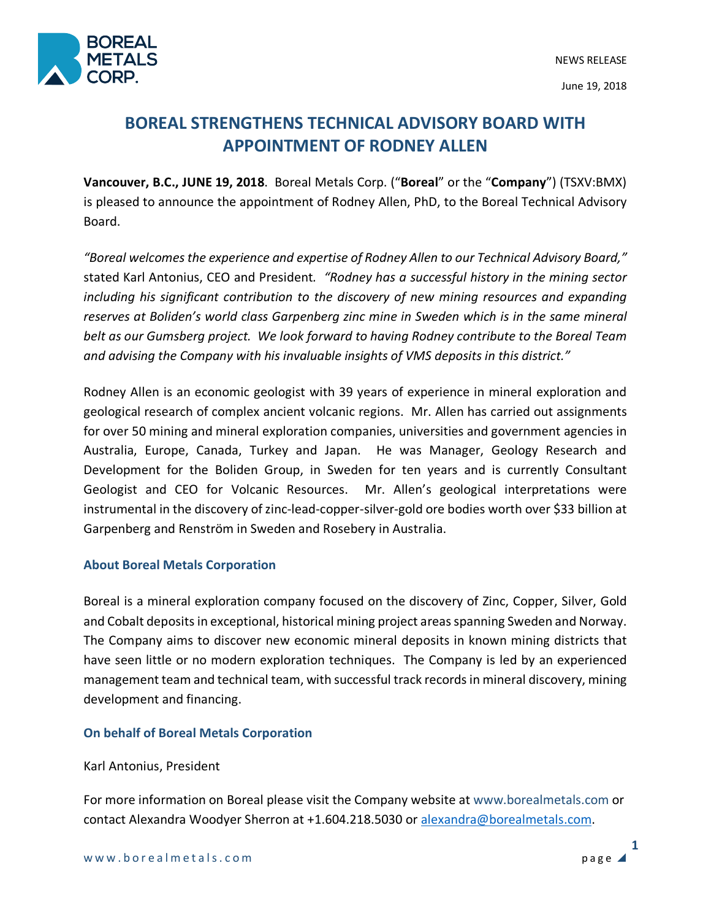NEWS RELEASE

June 19, 2018

# BOREAL STRENGTHENS TECHNICAL ADVISORY BOARD WITH APPOINTMENT OF RODNEY ALLEN

**Vancouver, B.C., JUNE 19, 2018**. Boreal Metals Corp. ("**Boreal**" or the "**Company**") (TSXV:BMX) is pleased to announce the appointment of Rodney Allen, PhD, to the Boreal Technical Advisory Board.

*"Boreal welcomes the experience and expertise of Rodney Allen to our Technical Advisory Board,"* stated Karl Antonius, CEO and President. *"Rodney has a successful history in the mining sector including his significant contribution to the discovery of new mining resources and expanding reserves at Boliden's world class Garpenberg zinc mine in Sweden which is in the same mineral belt as our Gumsberg project. We look forward to having Rodney contribute to the Boreal Team and advising the Company with his invaluable insights of VMS deposits in this district."*

Rodney Allen is an economic geologist with 39 years of experience in mineral exploration and geological research of complex ancient volcanic regions. Mr. Allen has carried out assignments for over 50 mining and mineral exploration companies, universities and government agencies in Australia, Europe, Canada, Turkey and Japan. He was Manager, Geology Research and Development for the Boliden Group, in Sweden for ten years and is currently Consultant Geologist and CEO for Volcanic Resources. Mr. Allen's geological interpretations were instrumental in the discovery of zinc-lead-copper-silver-gold ore bodies worth over $33 billion at Garpenberg and Renström in Sweden and Rosebery in Australia.

### About Boreal Metals Corporation

Boreal is a mineral exploration company focused on the discovery of Zinc, Copper, Silver, Gold and Cobalt deposits in exceptional, historical mining project areas spanning Sweden and Norway. The Company aims to discover new economic mineral deposits in known mining districts that have seen little or no modern exploration techniques. The Company is led by an experienced management team and technical team, with successful track records in mineral discovery, mining development and financing.

### On behalf of Boreal Metals Corporation

Karl Antonius, President

For more information on Boreal please visit the Company website at www.borealmetals.com or contact Alexandra Woodyer Sherron at +1.604.218.5030 or alexandra@borealmetals.com.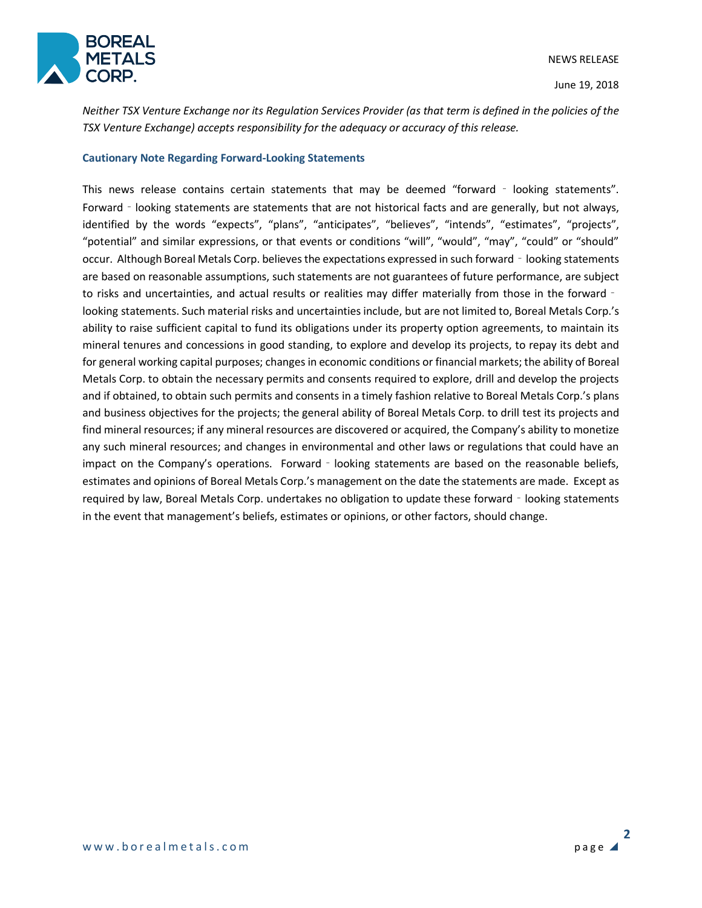*Neither TSX Venture Exchange nor its Regulation Services Provider (as that term is defined in the policies of the TSX Venture Exchange) accepts responsibility for the adequacy or accuracy of this release.*

**Cautionary Note Regarding Forward-Looking Statements**

This news release contains certain statements that may be deemed "forward‐looking statements". Forward‐looking statements are statements that are not historical facts and are generally, but not always, identified by the words "expects", "plans", "anticipates", "believes", "intends", "estimates", "projects", "potential" and similar expressions, or that events or conditions "will", "would", "may", "could" or "should" occur. Although Boreal Metals Corp. believes the expectations expressed in such forward‐looking statements are based on reasonable assumptions, such statements are not guarantees of future performance, are subject to risks and uncertainties, and actual results or realities may differ materially from those in the forward‐looking statements. Such material risks and uncertainties include, but are not limited to, Boreal Metals Corp.'s ability to raise sufficient capital to fund its obligations under its property option agreements, to maintain its mineral tenures and concessions in good standing, to explore and develop its projects, to repay its debt and for general working capital purposes; changes in economic conditions or financial markets; the ability of Boreal Metals Corp. to obtain the necessary permits and consents required to explore, drill and develop the projects and if obtained, to obtain such permits and consents in a timely fashion relative to Boreal Metals Corp.'s plans and business objectives for the projects; the general ability of Boreal Metals Corp. to drill test its projects and find mineral resources; if any mineral resources are discovered or acquired, the Company's ability to monetize any such mineral resources; and changes in environmental and other laws or regulations that could have an impact on the Company's operations. Forward‐looking statements are based on the reasonable beliefs, estimates and opinions of Boreal Metals Corp.'s management on the date the statements are made. Except as required by law, Boreal Metals Corp. undertakes no obligation to update these forward‐looking statements in the event that management's beliefs, estimates or opinions, or other factors, should change.